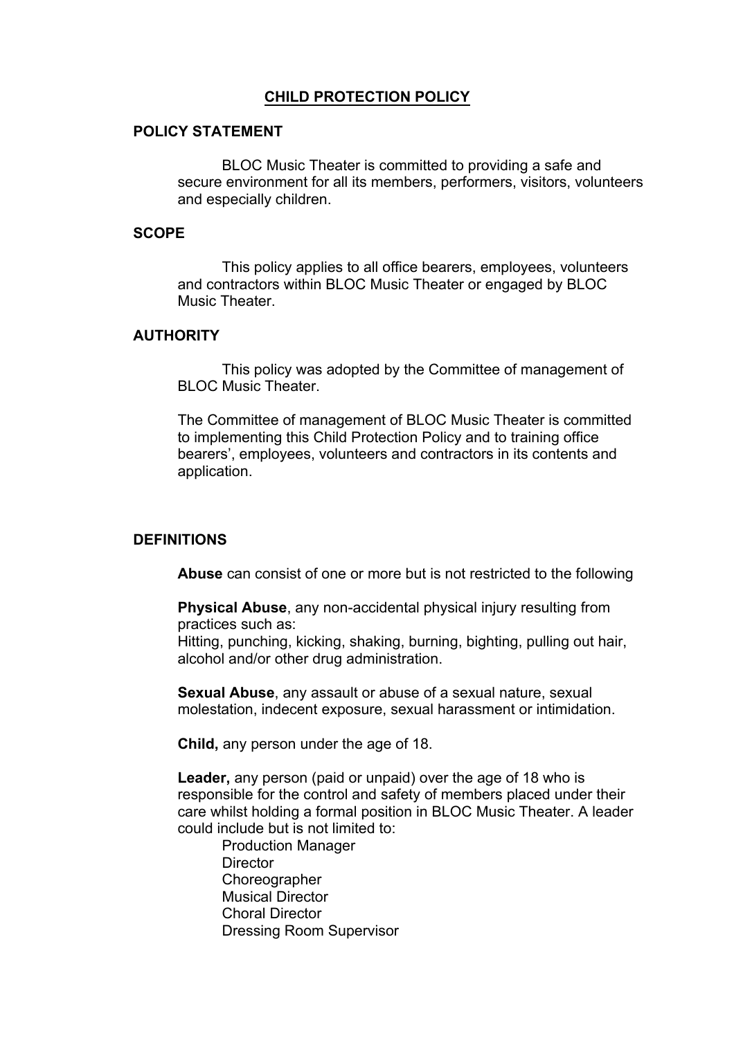# CHILD PROTECTION POLICY

## POLICY STATEMENT

BLOC Music Theater is committed to providing a safe and secure environment for all its members, performers, visitors, volunteers and especially children.

## SCOPE

This policy applies to all office bearers, employees, volunteers and contractors within BLOC Music Theater or engaged by BLOC Music Theater.

## AUTHORITY

This policy was adopted by the Committee of management of BLOC Music Theater.

The Committee of management of BLOC Music Theater is committed to implementing this Child Protection Policy and to training office bearers', employees, volunteers and contractors in its contents and application.

## DEFINITIONS

**Abuse** can consist of one or more but is not restricted to the following

**Physical Abuse**, any non-accidental physical injury resulting from practices such as:
Hitting, punching, kicking, shaking, burning, bighting, pulling out hair, alcohol and/or other drug administration.

**Sexual Abuse**, any assault or abuse of a sexual nature, sexual molestation, indecent exposure, sexual harassment or intimidation.

**Child,** any person under the age of 18.

**Leader,** any person (paid or unpaid) over the age of 18 who is responsible for the control and safety of members placed under their care whilst holding a formal position in BLOC Music Theater. A leader could include but is not limited to:

- Production Manager
- Director
- Choreographer
- Musical Director
- Choral Director
- Dressing Room Supervisor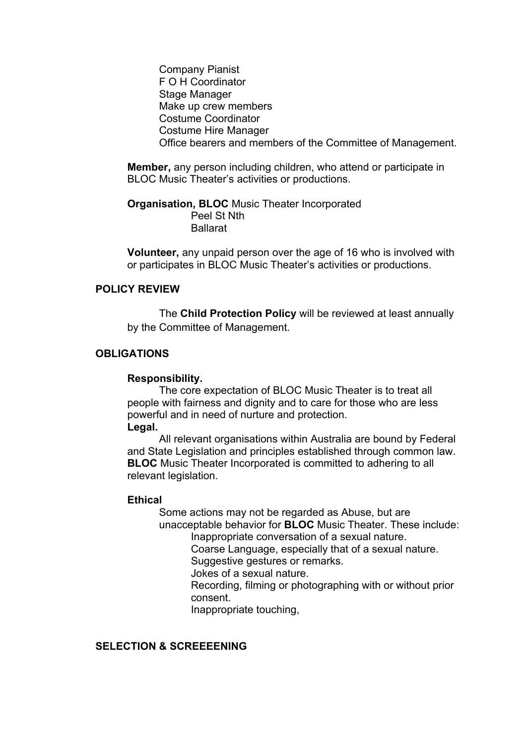Company Pianist
F O H Coordinator
Stage Manager
Make up crew members
Costume Coordinator
Costume Hire Manager
Office bearers and members of the Committee of Management.

**Member,** any person including children, who attend or participate in BLOC Music Theater's activities or productions.

**Organisation, BLOC** Music Theater Incorporated
Peel St Nth
Ballarat

**Volunteer,** any unpaid person over the age of 16 who is involved with or participates in BLOC Music Theater's activities or productions.

## POLICY REVIEW

The **Child Protection Policy** will be reviewed at least annually by the Committee of Management.

## OBLIGATIONS

**Responsibility.**

The core expectation of BLOC Music Theater is to treat all people with fairness and dignity and to care for those who are less powerful and in need of nurture and protection.

**Legal.**

All relevant organisations within Australia are bound by Federal and State Legislation and principles established through common law. **BLOC** Music Theater Incorporated is committed to adhering to all relevant legislation.

**Ethical**

Some actions may not be regarded as Abuse, but are unacceptable behavior for **BLOC** Music Theater. These include:

- Inappropriate conversation of a sexual nature.
- Coarse Language, especially that of a sexual nature.
- Suggestive gestures or remarks.
- Jokes of a sexual nature.
- Recording, filming or photographing with or without prior consent.
- Inappropriate touching,

## SELECTION & SCREEEENING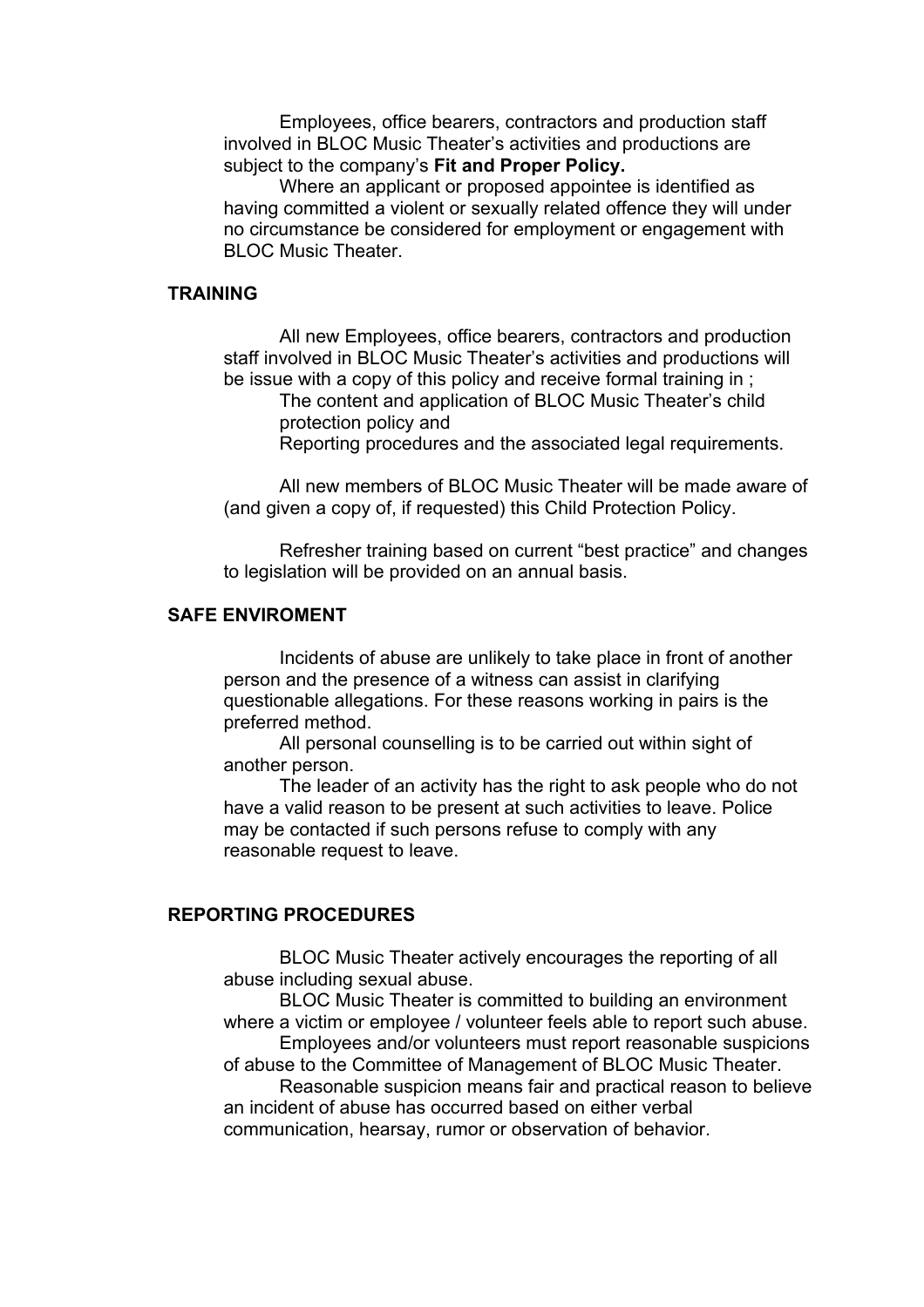Employees, office bearers, contractors and production staff involved in BLOC Music Theater's activities and productions are subject to the company's **Fit and Proper Policy.**

Where an applicant or proposed appointee is identified as having committed a violent or sexually related offence they will under no circumstance be considered for employment or engagement with BLOC Music Theater.

## TRAINING

All new Employees, office bearers, contractors and production staff involved in BLOC Music Theater's activities and productions will be issue with a copy of this policy and receive formal training in ;

The content and application of BLOC Music Theater's child protection policy and

Reporting procedures and the associated legal requirements.

All new members of BLOC Music Theater will be made aware of (and given a copy of, if requested) this Child Protection Policy.

Refresher training based on current "best practice" and changes to legislation will be provided on an annual basis.

## SAFE ENVIROMENT

Incidents of abuse are unlikely to take place in front of another person and the presence of a witness can assist in clarifying questionable allegations. For these reasons working in pairs is the preferred method.

All personal counselling is to be carried out within sight of another person.

The leader of an activity has the right to ask people who do not have a valid reason to be present at such activities to leave. Police may be contacted if such persons refuse to comply with any reasonable request to leave.

## REPORTING PROCEDURES

BLOC Music Theater actively encourages the reporting of all abuse including sexual abuse.

BLOC Music Theater is committed to building an environment where a victim or employee / volunteer feels able to report such abuse.

Employees and/or volunteers must report reasonable suspicions of abuse to the Committee of Management of BLOC Music Theater.

Reasonable suspicion means fair and practical reason to believe an incident of abuse has occurred based on either verbal communication, hearsay, rumor or observation of behavior.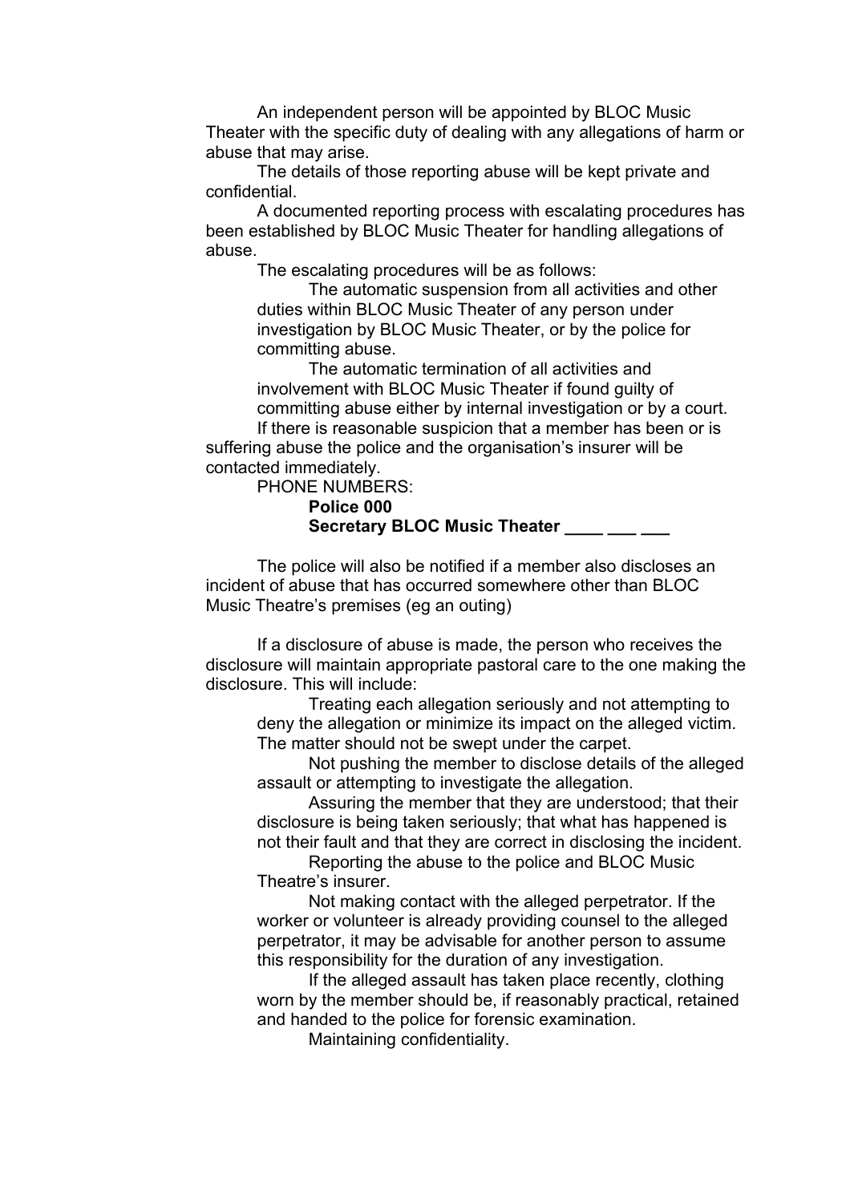An independent person will be appointed by BLOC Music Theater with the specific duty of dealing with any allegations of harm or abuse that may arise.

The details of those reporting abuse will be kept private and confidential.

A documented reporting process with escalating procedures has been established by BLOC Music Theater for handling allegations of abuse.

The escalating procedures will be as follows:

- The automatic suspension from all activities and other duties within BLOC Music Theater of any person under investigation by BLOC Music Theater, or by the police for committing abuse.
- The automatic termination of all activities and involvement with BLOC Music Theater if found guilty of committing abuse either by internal investigation or by a court.

If there is reasonable suspicion that a member has been or is suffering abuse the police and the organisation's insurer will be contacted immediately.

PHONE NUMBERS:

**Police 000**

**Secretary BLOC Music Theater ____ ___ ___**

The police will also be notified if a member also discloses an incident of abuse that has occurred somewhere other than BLOC Music Theatre's premises (eg an outing)

If a disclosure of abuse is made, the person who receives the disclosure will maintain appropriate pastoral care to the one making the disclosure. This will include:

- Treating each allegation seriously and not attempting to deny the allegation or minimize its impact on the alleged victim. The matter should not be swept under the carpet.
- Not pushing the member to disclose details of the alleged assault or attempting to investigate the allegation.
- Assuring the member that they are understood; that their disclosure is being taken seriously; that what has happened is not their fault and that they are correct in disclosing the incident.
- Reporting the abuse to the police and BLOC Music Theatre's insurer.
- Not making contact with the alleged perpetrator. If the worker or volunteer is already providing counsel to the alleged perpetrator, it may be advisable for another person to assume this responsibility for the duration of any investigation.
- If the alleged assault has taken place recently, clothing worn by the member should be, if reasonably practical, retained and handed to the police for forensic examination.
- Maintaining confidentiality.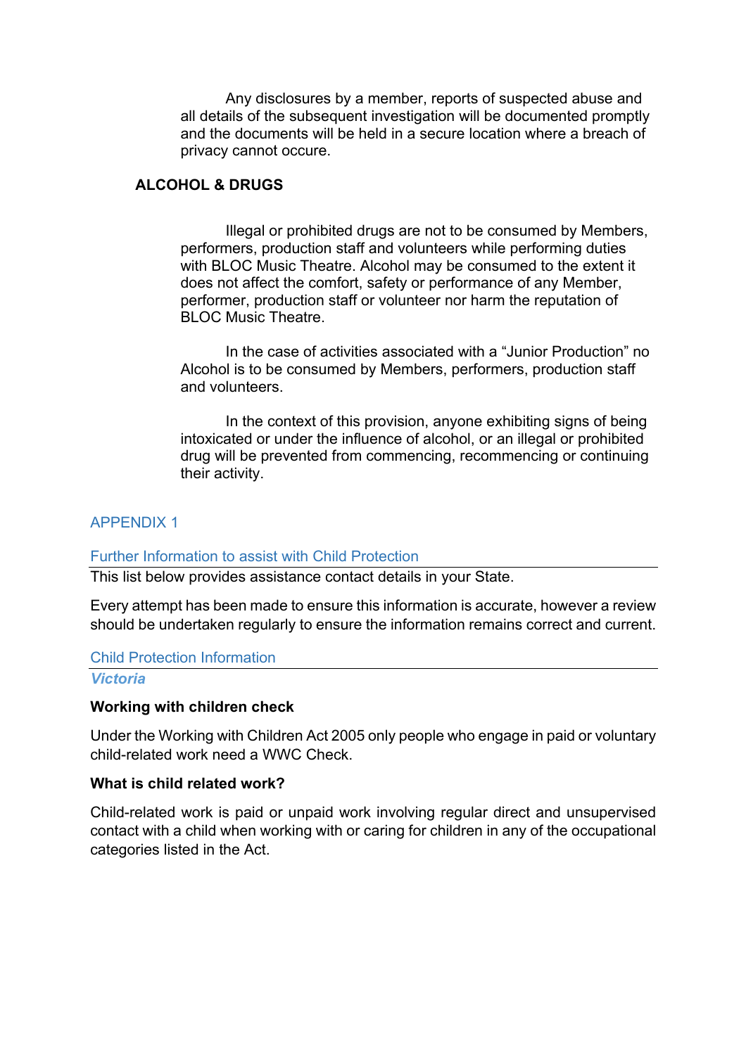Any disclosures by a member, reports of suspected abuse and all details of the subsequent investigation will be documented promptly and the documents will be held in a secure location where a breach of privacy cannot occure.

**ALCOHOL & DRUGS**

Illegal or prohibited drugs are not to be consumed by Members, performers, production staff and volunteers while performing duties with BLOC Music Theatre. Alcohol may be consumed to the extent it does not affect the comfort, safety or performance of any Member, performer, production staff or volunteer nor harm the reputation of BLOC Music Theatre.

In the case of activities associated with a "Junior Production" no Alcohol is to be consumed by Members, performers, production staff and volunteers.

In the context of this provision, anyone exhibiting signs of being intoxicated or under the influence of alcohol, or an illegal or prohibited drug will be prevented from commencing, recommencing or continuing their activity.

## APPENDIX 1

### Further Information to assist with Child Protection

This list below provides assistance contact details in your State.

Every attempt has been made to ensure this information is accurate, however a review should be undertaken regularly to ensure the information remains correct and current.

### Child Protection Information

#### *Victoria*

**Working with children check**

Under the Working with Children Act 2005 only people who engage in paid or voluntary child-related work need a WWC Check.

**What is child related work?**

Child-related work is paid or unpaid work involving regular direct and unsupervised contact with a child when working with or caring for children in any of the occupational categories listed in the Act.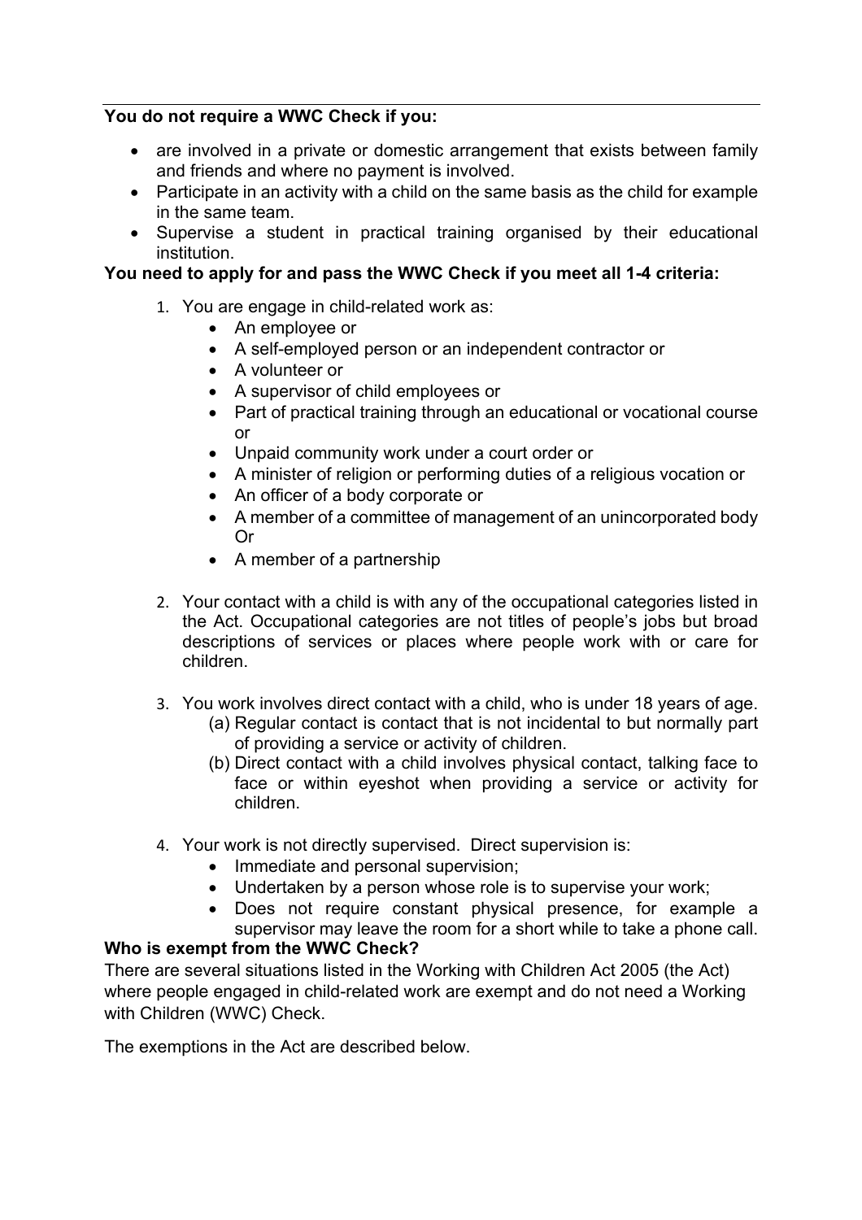**You do not require a WWC Check if you:**

- are involved in a private or domestic arrangement that exists between family and friends and where no payment is involved.
- Participate in an activity with a child on the same basis as the child for example in the same team.
- Supervise a student in practical training organised by their educational institution.

**You need to apply for and pass the WWC Check if you meet all 1-4 criteria:**

1. You are engage in child-related work as:
   - An employee or
   - A self-employed person or an independent contractor or
   - A volunteer or
   - A supervisor of child employees or
   - Part of practical training through an educational or vocational course or
   - Unpaid community work under a court order or
   - A minister of religion or performing duties of a religious vocation or
   - An officer of a body corporate or
   - A member of a committee of management of an unincorporated body Or
   - A member of a partnership

2. Your contact with a child is with any of the occupational categories listed in the Act. Occupational categories are not titles of people's jobs but broad descriptions of services or places where people work with or care for children.

3. You work involves direct contact with a child, who is under 18 years of age.
   (a) Regular contact is contact that is not incidental to but normally part of providing a service or activity of children.
   (b) Direct contact with a child involves physical contact, talking face to face or within eyeshot when providing a service or activity for children.

4. Your work is not directly supervised. Direct supervision is:
   - Immediate and personal supervision;
   - Undertaken by a person whose role is to supervise your work;
   - Does not require constant physical presence, for example a supervisor may leave the room for a short while to take a phone call.

**Who is exempt from the WWC Check?**

There are several situations listed in the Working with Children Act 2005 (the Act) where people engaged in child-related work are exempt and do not need a Working with Children (WWC) Check.

The exemptions in the Act are described below.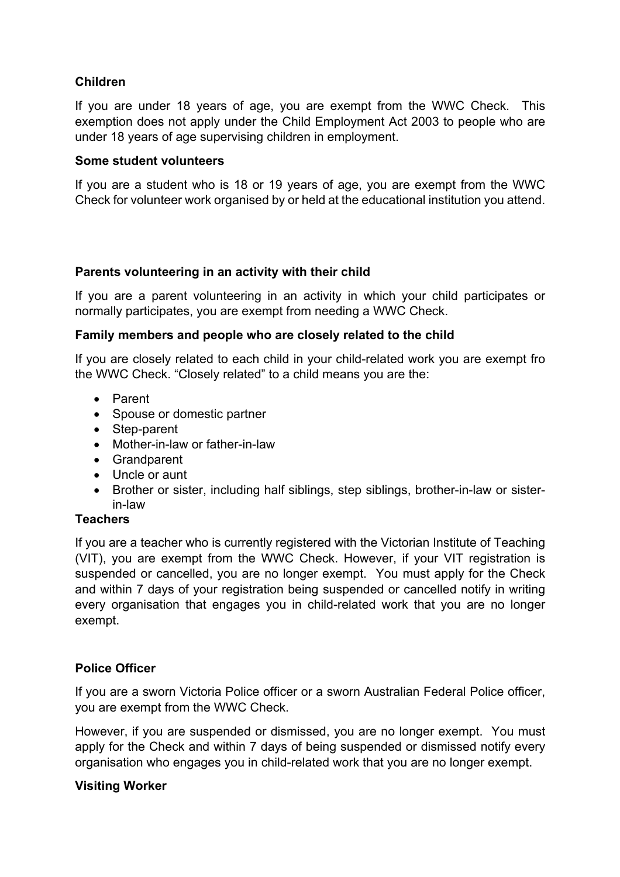**Children**

If you are under 18 years of age, you are exempt from the WWC Check. This exemption does not apply under the Child Employment Act 2003 to people who are under 18 years of age supervising children in employment.

**Some student volunteers**

If you are a student who is 18 or 19 years of age, you are exempt from the WWC Check for volunteer work organised by or held at the educational institution you attend.

**Parents volunteering in an activity with their child**

If you are a parent volunteering in an activity in which your child participates or normally participates, you are exempt from needing a WWC Check.

**Family members and people who are closely related to the child**

If you are closely related to each child in your child-related work you are exempt fro the WWC Check. "Closely related" to a child means you are the:

- Parent
- Spouse or domestic partner
- Step-parent
- Mother-in-law or father-in-law
- Grandparent
- Uncle or aunt
- Brother or sister, including half siblings, step siblings, brother-in-law or sister-in-law

**Teachers**

If you are a teacher who is currently registered with the Victorian Institute of Teaching (VIT), you are exempt from the WWC Check. However, if your VIT registration is suspended or cancelled, you are no longer exempt. You must apply for the Check and within 7 days of your registration being suspended or cancelled notify in writing every organisation that engages you in child-related work that you are no longer exempt.

**Police Officer**

If you are a sworn Victoria Police officer or a sworn Australian Federal Police officer, you are exempt from the WWC Check.

However, if you are suspended or dismissed, you are no longer exempt. You must apply for the Check and within 7 days of being suspended or dismissed notify every organisation who engages you in child-related work that you are no longer exempt.

**Visiting Worker**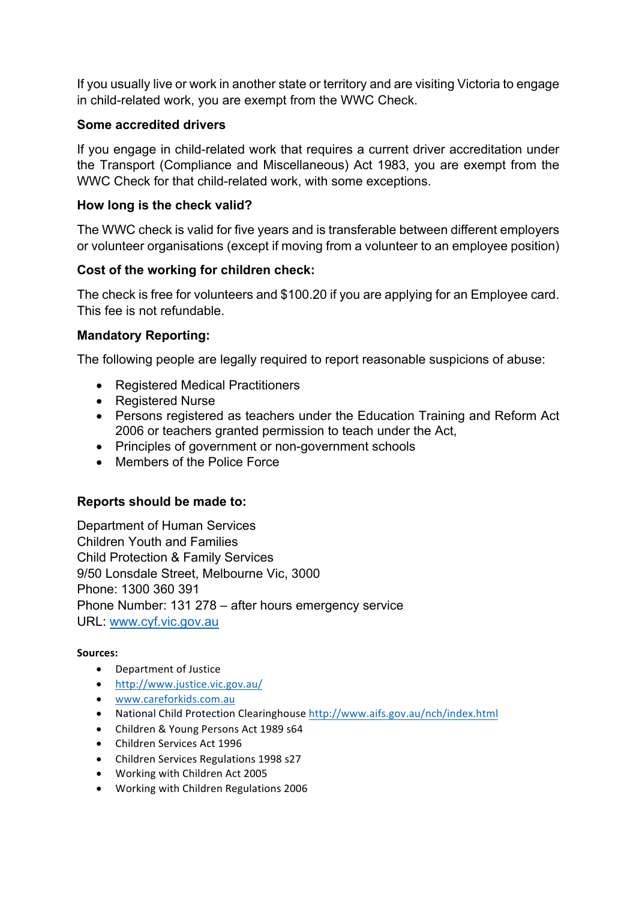If you usually live or work in another state or territory and are visiting Victoria to engage in child-related work, you are exempt from the WWC Check.

### Some accredited drivers

If you engage in child-related work that requires a current driver accreditation under the Transport (Compliance and Miscellaneous) Act 1983, you are exempt from the WWC Check for that child-related work, with some exceptions.

### How long is the check valid?

The WWC check is valid for five years and is transferable between different employers or volunteer organisations (except if moving from a volunteer to an employee position)

### Cost of the working for children check:

The check is free for volunteers and $100.20 if you are applying for an Employee card. This fee is not refundable.

### Mandatory Reporting:

The following people are legally required to report reasonable suspicions of abuse:

- Registered Medical Practitioners
- Registered Nurse
- Persons registered as teachers under the Education Training and Reform Act 2006 or teachers granted permission to teach under the Act,
- Principles of government or non-government schools
- Members of the Police Force

### Reports should be made to:

Department of Human Services
Children Youth and Families
Child Protection & Family Services
9/50 Lonsdale Street, Melbourne Vic, 3000
Phone: 1300 360 391
Phone Number: 131 278 – after hours emergency service
URL: www.cyf.vic.gov.au

**Sources:**

- Department of Justice
- http://www.justice.vic.gov.au/
- www.careforkids.com.au
- National Child Protection Clearinghouse http://www.aifs.gov.au/nch/index.html
- Children & Young Persons Act 1989 s64
- Children Services Act 1996
- Children Services Regulations 1998 s27
- Working with Children Act 2005
- Working with Children Regulations 2006